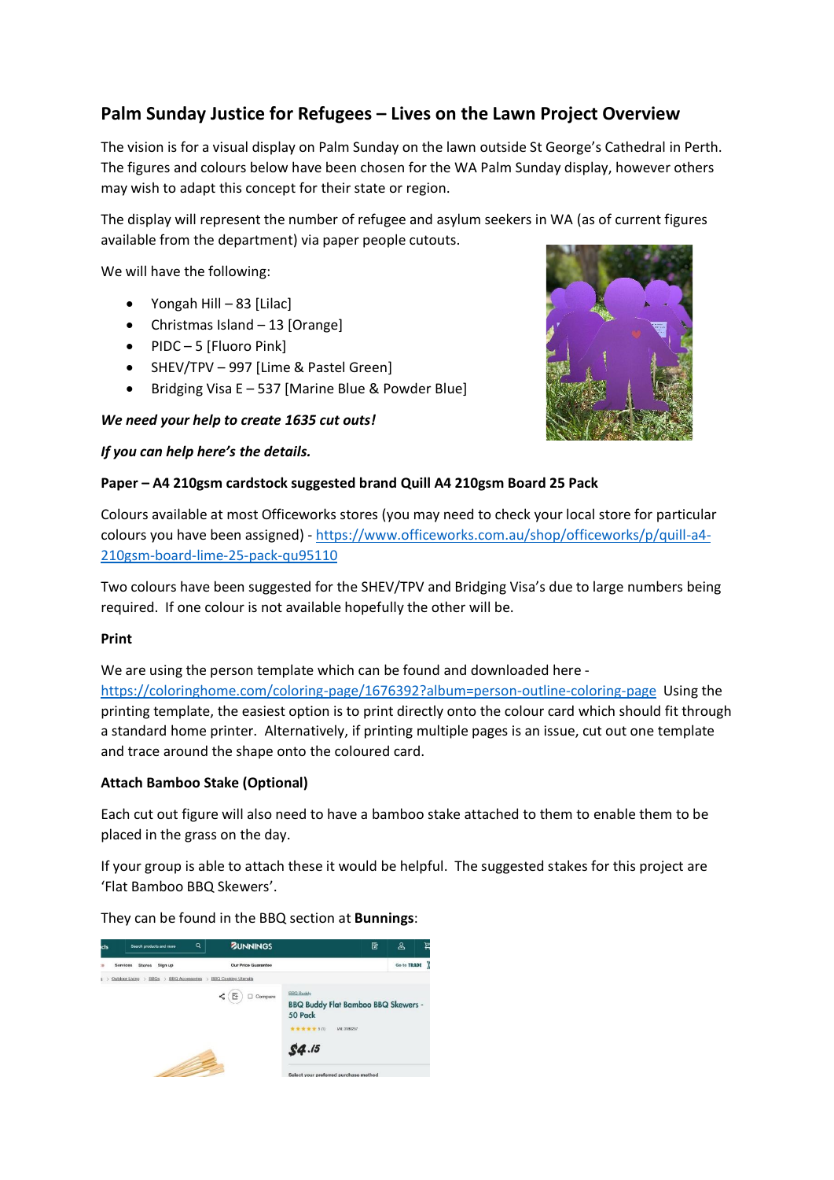## Palm Sunday Justice for Refugees – Lives on the Lawn Project Overview

The vision is for a visual display on Palm Sunday on the lawn outside St George's Cathedral in Perth. The figures and colours below have been chosen for the WA Palm Sunday display, however others may wish to adapt this concept for their state or region.

The display will represent the number of refugee and asylum seekers in WA (as of current figures available from the department) via paper people cutouts.

We will have the following:

- Yongah Hill – 83 [Lilac]
- Christmas Island – 13 [Orange]
- PIDC – 5 [Fluoro Pink]
- SHEV/TPV – 997 [Lime & Pastel Green]
- Bridging Visa E – 537 [Marine Blue & Powder Blue]

***We need your help to create 1635 cut outs!***

***If you can help here's the details.***

**Paper – A4 210gsm cardstock suggested brand Quill A4 210gsm Board 25 Pack**

Colours available at most Officeworks stores (you may need to check your local store for particular colours you have been assigned) - https://www.officeworks.com.au/shop/officeworks/p/quill-a4-210gsm-board-lime-25-pack-qu95110

Two colours have been suggested for the SHEV/TPV and Bridging Visa's due to large numbers being required. If one colour is not available hopefully the other will be.

**Print**

We are using the person template which can be found and downloaded here - https://coloringhome.com/coloring-page/1676392?album=person-outline-coloring-page Using the printing template, the easiest option is to print directly onto the colour card which should fit through a standard home printer. Alternatively, if printing multiple pages is an issue, cut out one template and trace around the shape onto the coloured card.

**Attach Bamboo Stake (Optional)**

Each cut out figure will also need to have a bamboo stake attached to them to enable them to be placed in the grass on the day.

If your group is able to attach these it would be helpful. The suggested stakes for this project are 'Flat Bamboo BBQ Skewers'.

They can be found in the BBQ section at **Bunnings**: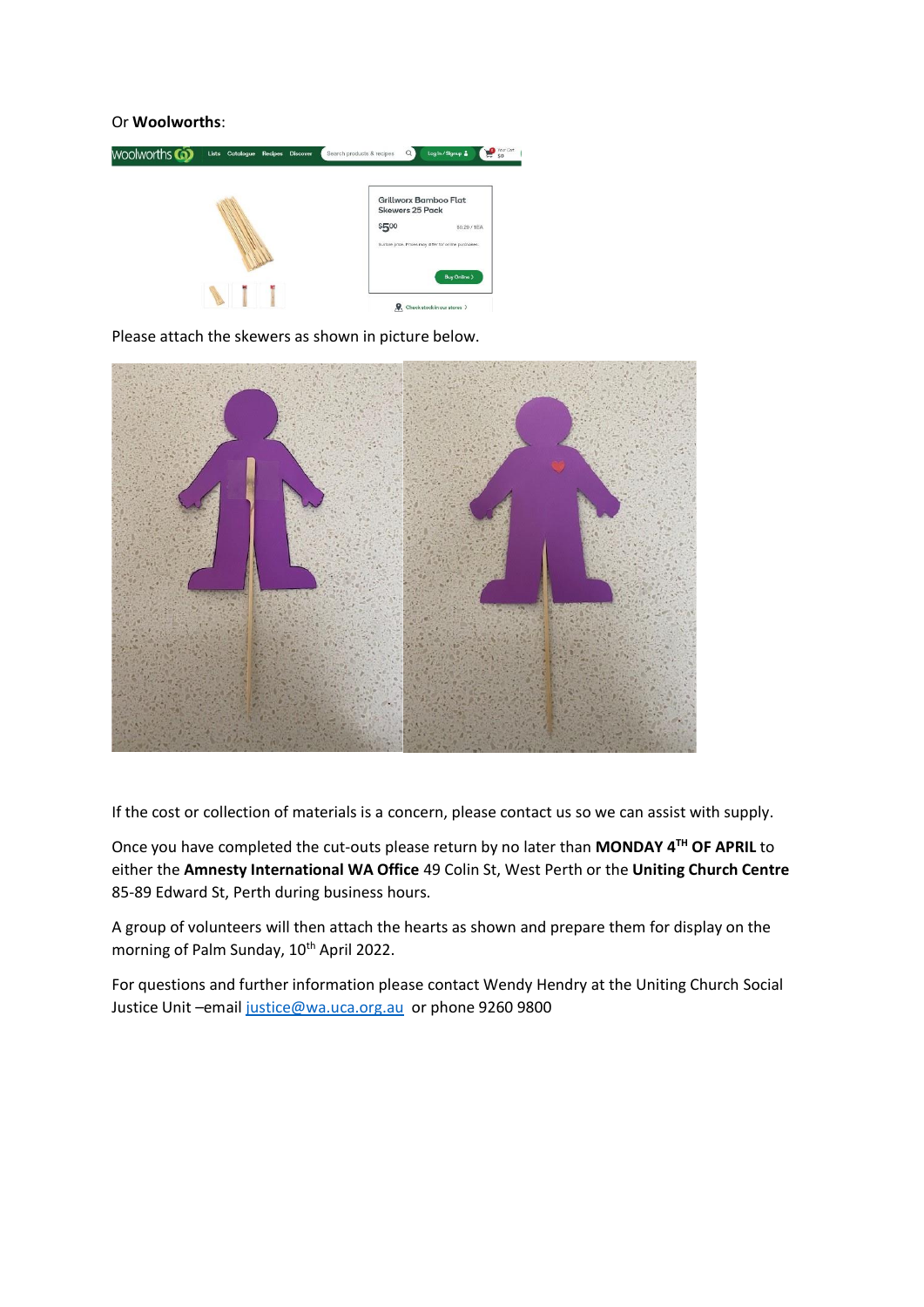Or **Woolworths**:

Please attach the skewers as shown in picture below.

If the cost or collection of materials is a concern, please contact us so we can assist with supply.

Once you have completed the cut-outs please return by no later than **MONDAY 4TH OF APRIL** to either the **Amnesty International WA Office** 49 Colin St, West Perth or the **Uniting Church Centre** 85-89 Edward St, Perth during business hours.

A group of volunteers will then attach the hearts as shown and prepare them for display on the morning of Palm Sunday, 10th April 2022.

For questions and further information please contact Wendy Hendry at the Uniting Church Social Justice Unit –email justice@wa.uca.org.au or phone 9260 9800